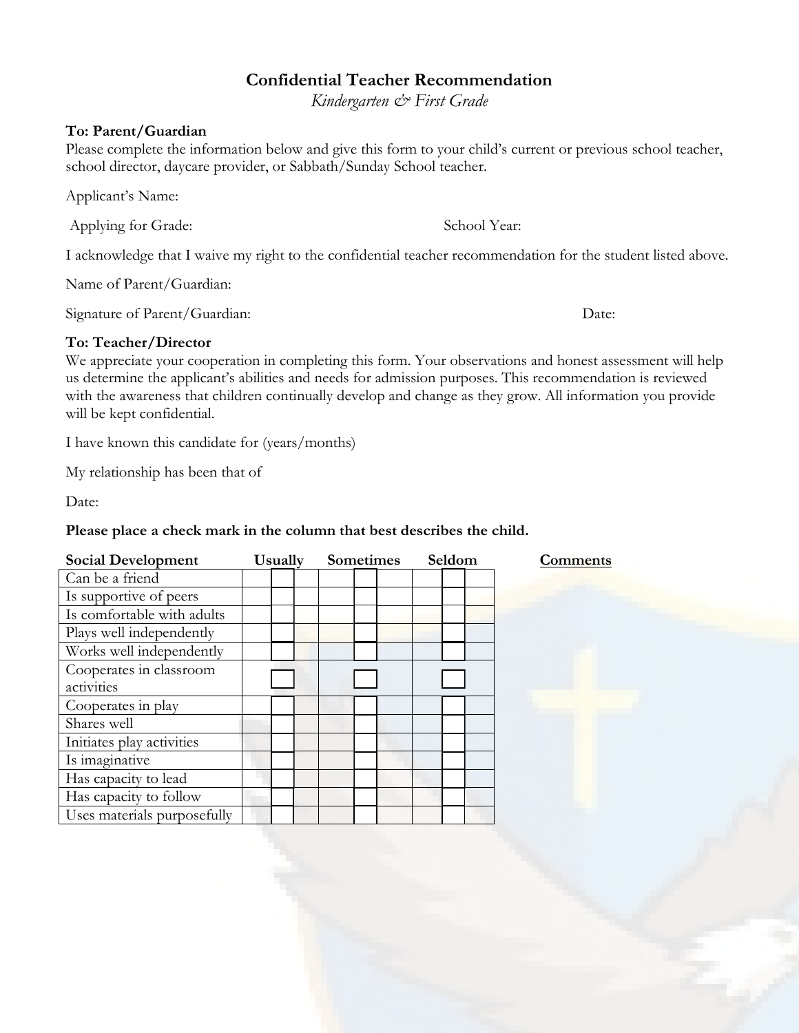# Confidential Teacher Recommendation

*Kindergarten & First Grade*

**To: Parent/Guardian**

Please complete the information below and give this form to your child's current or previous school teacher, school director, daycare provider, or Sabbath/Sunday School teacher.

Applicant's Name:

Applying for Grade: School Year:

I acknowledge that I waive my right to the confidential teacher recommendation for the student listed above.

Name of Parent/Guardian:

Signature of Parent/Guardian: Date:

**To: Teacher/Director**

We appreciate your cooperation in completing this form. Your observations and honest assessment will help us determine the applicant's abilities and needs for admission purposes. This recommendation is reviewed with the awareness that children continually develop and change as they grow. All information you provide will be kept confidential.

I have known this candidate for (years/months)

My relationship has been that of

Date:

**Please place a check mark in the column that best describes the child.**

| **Social Development** | **Usually** | **Sometimes** | **Seldom** | **Comments** |
|---|---|---|---|---|
| Can be a friend | | | | |
| Is supportive of peers | | | | |
| Is comfortable with adults | | | | |
| Plays well independently | | | | |
| Works well independently | | | | |
| Cooperates in classroom activities | | | | |
| Cooperates in play | | | | |
| Shares well | | | | |
| Initiates play activities | | | | |
| Is imaginative | | | | |
| Has capacity to lead | | | | |
| Has capacity to follow | | | | |
| Uses materials purposefully | | | | |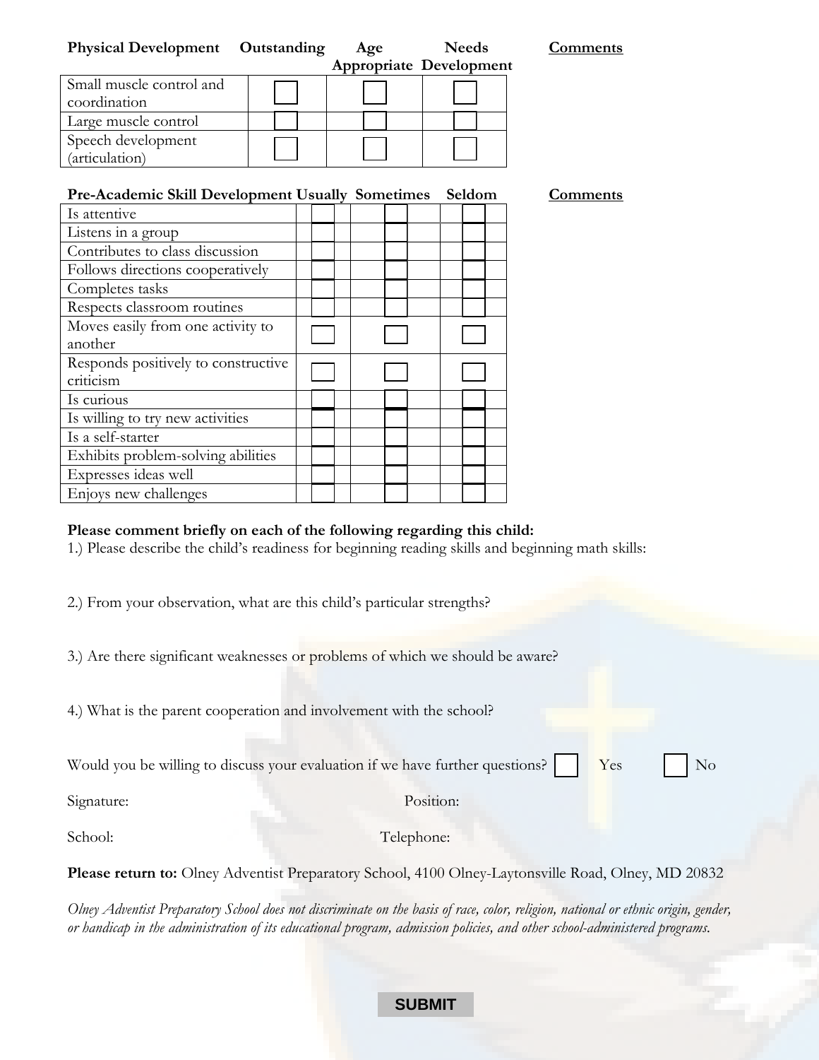| Physical Development | Outstanding | Age Appropriate | Needs Development | Comments |
|---|---|---|---|---|
| Small muscle control and coordination | ☐ | ☐ | ☐ | |
| Large muscle control | ☐ | ☐ | ☐ | |
| Speech development (articulation) | ☐ | ☐ | ☐ | |

| Pre-Academic Skill Development | Usually | Sometimes | Seldom | Comments |
|---|---|---|---|---|
| Is attentive | ☐ | ☐ | ☐ | |
| Listens in a group | ☐ | ☐ | ☐ | |
| Contributes to class discussion | ☐ | ☐ | ☐ | |
| Follows directions cooperatively | ☐ | ☐ | ☐ | |
| Completes tasks | ☐ | ☐ | ☐ | |
| Respects classroom routines | ☐ | ☐ | ☐ | |
| Moves easily from one activity to another | ☐ | ☐ | ☐ | |
| Responds positively to constructive criticism | ☐ | ☐ | ☐ | |
| Is curious | ☐ | ☐ | ☐ | |
| Is willing to try new activities | ☐ | ☐ | ☐ | |
| Is a self-starter | ☐ | ☐ | ☐ | |
| Exhibits problem-solving abilities | ☐ | ☐ | ☐ | |
| Expresses ideas well | ☐ | ☐ | ☐ | |
| Enjoys new challenges | ☐ | ☐ | ☐ | |

**Please comment briefly on each of the following regarding this child:**

1.) Please describe the child's readiness for beginning reading skills and beginning math skills:

2.) From your observation, what are this child's particular strengths?

3.) Are there significant weaknesses or problems of which we should be aware?

4.) What is the parent cooperation and involvement with the school?

Would you be willing to discuss your evaluation if we have further questions? ☐ Yes ☐ No

Signature: Position:

School: Telephone:

**Please return to:** Olney Adventist Preparatory School, 4100 Olney-Laytonsville Road, Olney, MD 20832

*Olney Adventist Preparatory School does not discriminate on the basis of race, color, religion, national or ethnic origin, gender, or handicap in the administration of its educational program, admission policies, and other school-administered programs.*

SUBMIT